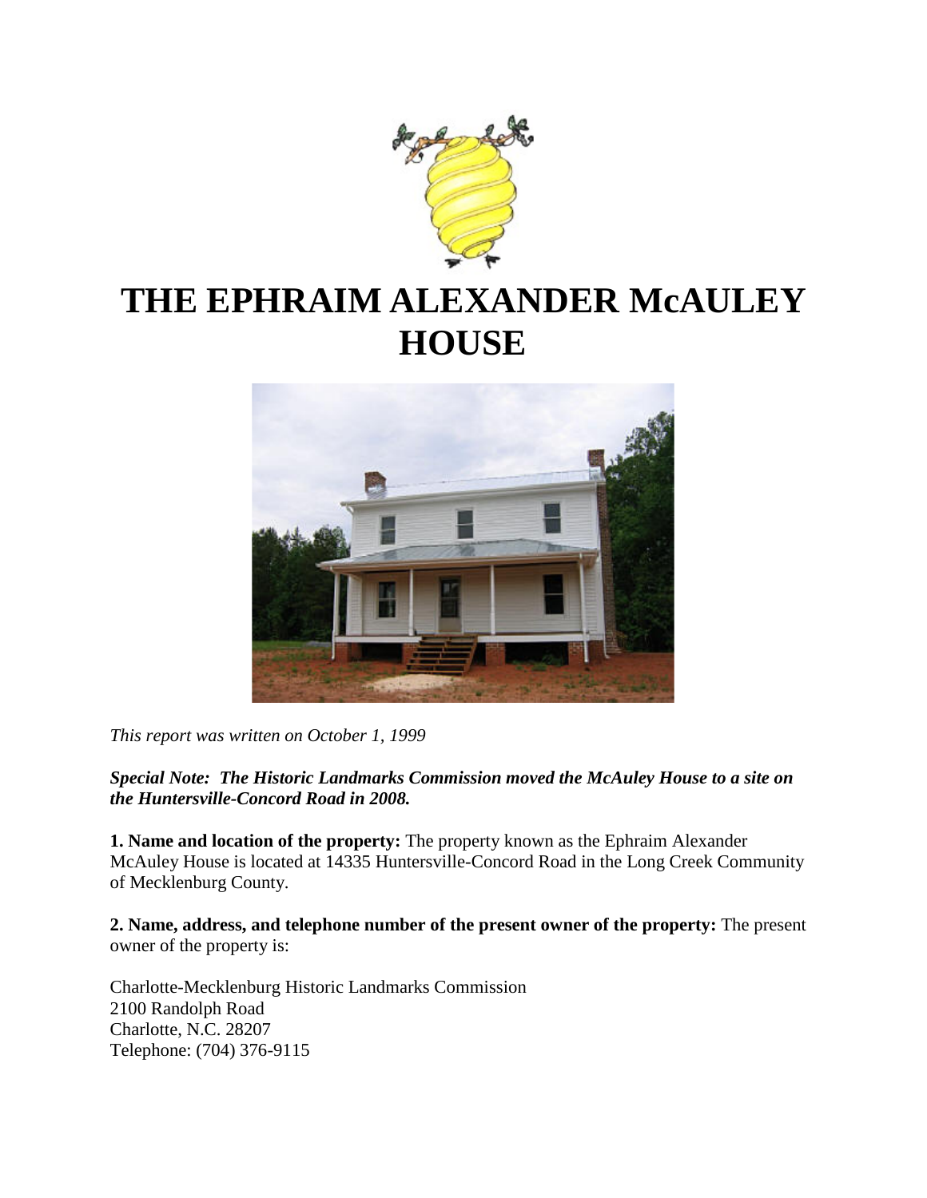# THE EPHRAIM ALEXANDER McAULEY HOUSE

*This report was written on October 1, 1999*

***Special Note: The Historic Landmarks Commission moved the McAuley House to a site on the Huntersville-Concord Road in 2008.***

**1. Name and location of the property:** The property known as the Ephraim Alexander McAuley House is located at 14335 Huntersville-Concord Road in the Long Creek Community of Mecklenburg County.

**2. Name, address, and telephone number of the present owner of the property:** The present owner of the property is:

Charlotte-Mecklenburg Historic Landmarks Commission
2100 Randolph Road
Charlotte, N.C. 28207
Telephone: (704) 376-9115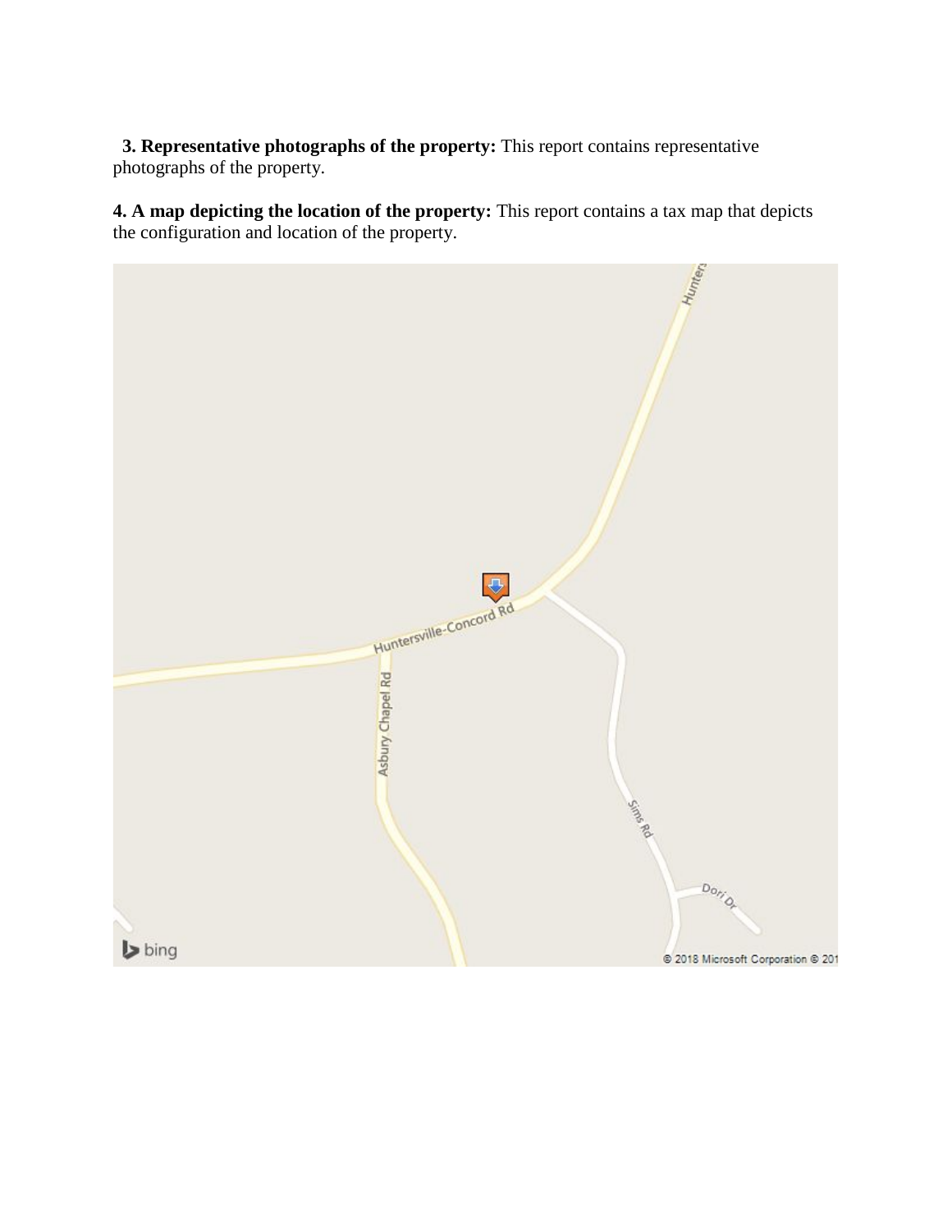**3. Representative photographs of the property:** This report contains representative photographs of the property.

**4. A map depicting the location of the property:** This report contains a tax map that depicts the configuration and location of the property.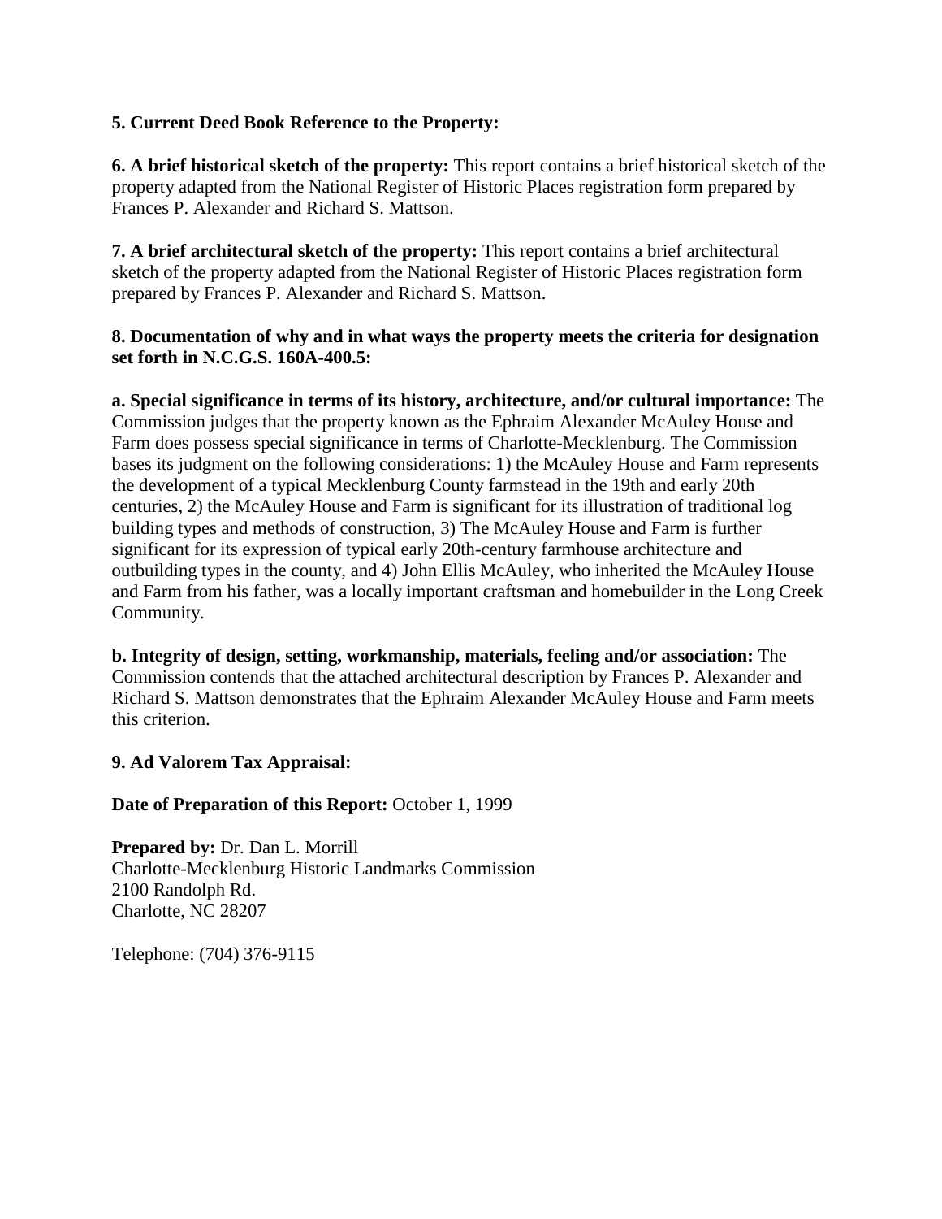**5. Current Deed Book Reference to the Property:**

**6. A brief historical sketch of the property:** This report contains a brief historical sketch of the property adapted from the National Register of Historic Places registration form prepared by Frances P. Alexander and Richard S. Mattson.

**7. A brief architectural sketch of the property:** This report contains a brief architectural sketch of the property adapted from the National Register of Historic Places registration form prepared by Frances P. Alexander and Richard S. Mattson.

**8. Documentation of why and in what ways the property meets the criteria for designation set forth in N.C.G.S. 160A-400.5:**

**a. Special significance in terms of its history, architecture, and/or cultural importance:** The Commission judges that the property known as the Ephraim Alexander McAuley House and Farm does possess special significance in terms of Charlotte-Mecklenburg. The Commission bases its judgment on the following considerations: 1) the McAuley House and Farm represents the development of a typical Mecklenburg County farmstead in the 19th and early 20th centuries, 2) the McAuley House and Farm is significant for its illustration of traditional log building types and methods of construction, 3) The McAuley House and Farm is further significant for its expression of typical early 20th-century farmhouse architecture and outbuilding types in the county, and 4) John Ellis McAuley, who inherited the McAuley House and Farm from his father, was a locally important craftsman and homebuilder in the Long Creek Community.

**b. Integrity of design, setting, workmanship, materials, feeling and/or association:** The Commission contends that the attached architectural description by Frances P. Alexander and Richard S. Mattson demonstrates that the Ephraim Alexander McAuley House and Farm meets this criterion.

**9. Ad Valorem Tax Appraisal:**

**Date of Preparation of this Report:** October 1, 1999

**Prepared by:** Dr. Dan L. Morrill
Charlotte-Mecklenburg Historic Landmarks Commission
2100 Randolph Rd.
Charlotte, NC 28207

Telephone: (704) 376-9115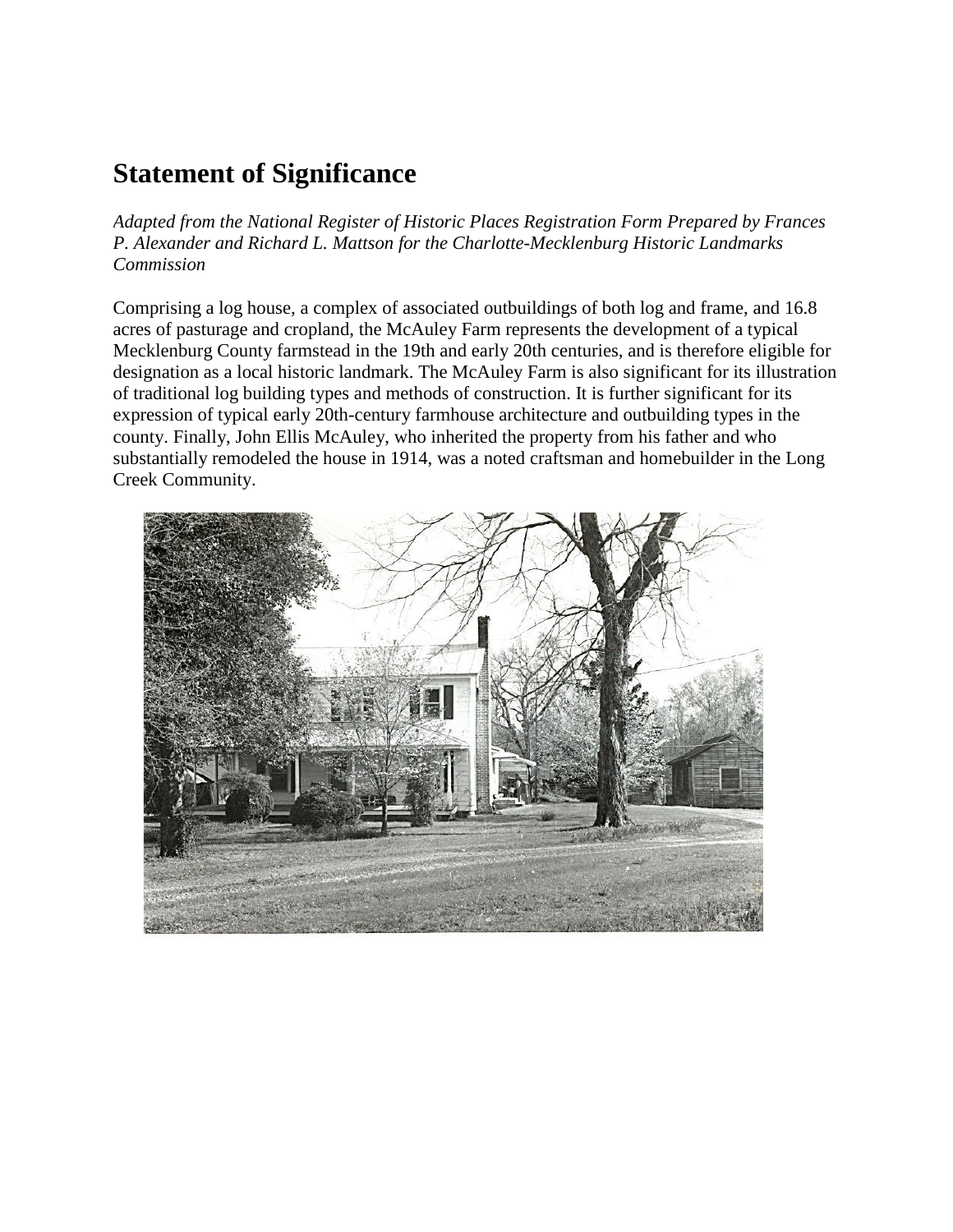# Statement of Significance

*Adapted from the National Register of Historic Places Registration Form Prepared by Frances P. Alexander and Richard L. Mattson for the Charlotte-Mecklenburg Historic Landmarks Commission*

Comprising a log house, a complex of associated outbuildings of both log and frame, and 16.8 acres of pasturage and cropland, the McAuley Farm represents the development of a typical Mecklenburg County farmstead in the 19th and early 20th centuries, and is therefore eligible for designation as a local historic landmark. The McAuley Farm is also significant for its illustration of traditional log building types and methods of construction. It is further significant for its expression of typical early 20th-century farmhouse architecture and outbuilding types in the county. Finally, John Ellis McAuley, who inherited the property from his father and who substantially remodeled the house in 1914, was a noted craftsman and homebuilder in the Long Creek Community.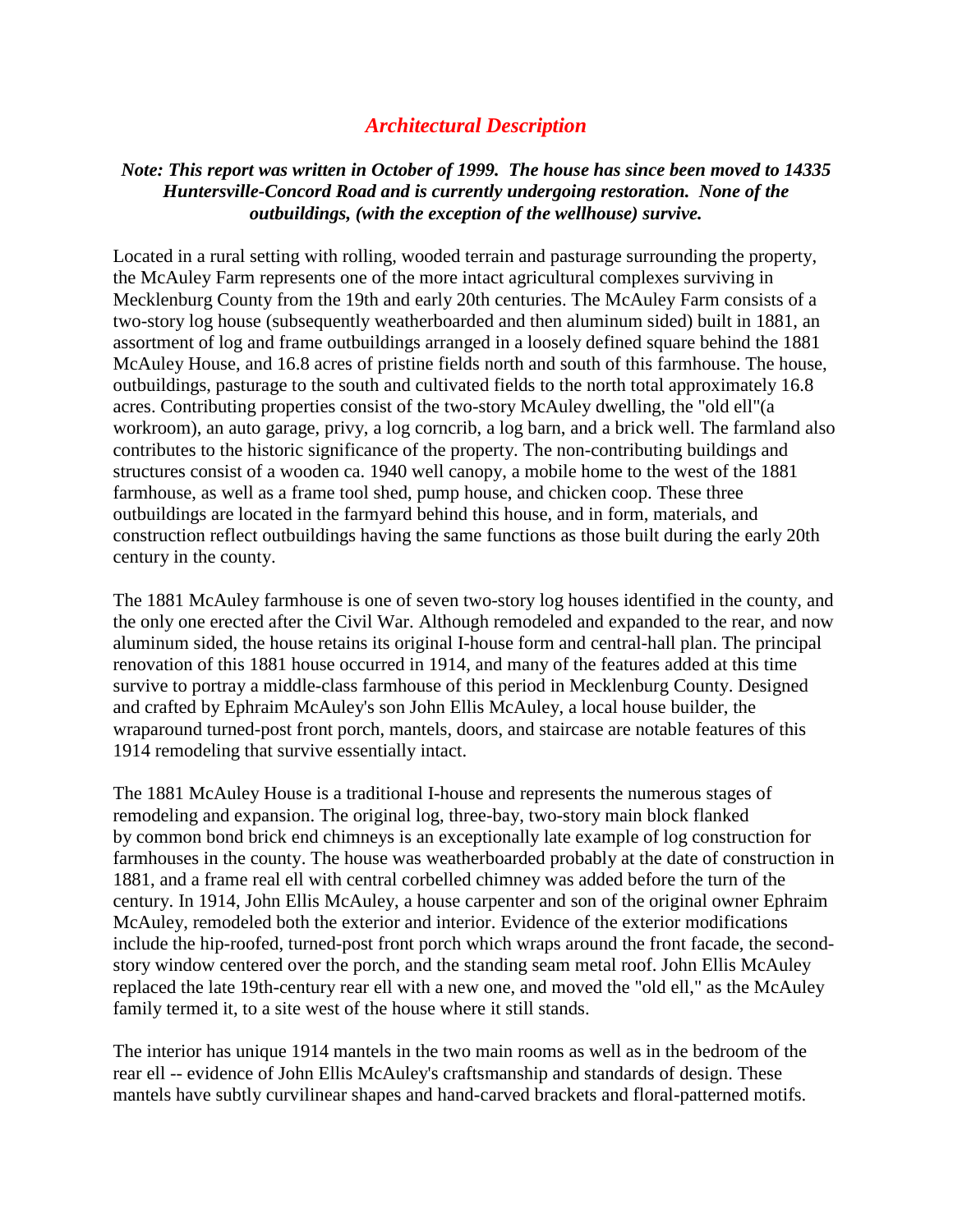## *Architectural Description*

***Note: This report was written in October of 1999. The house has since been moved to 14335 Huntersville-Concord Road and is currently undergoing restoration. None of the outbuildings, (with the exception of the wellhouse) survive.***

Located in a rural setting with rolling, wooded terrain and pasturage surrounding the property, the McAuley Farm represents one of the more intact agricultural complexes surviving in Mecklenburg County from the 19th and early 20th centuries. The McAuley Farm consists of a two-story log house (subsequently weatherboarded and then aluminum sided) built in 1881, an assortment of log and frame outbuildings arranged in a loosely defined square behind the 1881 McAuley House, and 16.8 acres of pristine fields north and south of this farmhouse. The house, outbuildings, pasturage to the south and cultivated fields to the north total approximately 16.8 acres. Contributing properties consist of the two-story McAuley dwelling, the "old ell"(a workroom), an auto garage, privy, a log corncrib, a log barn, and a brick well. The farmland also contributes to the historic significance of the property. The non-contributing buildings and structures consist of a wooden ca. 1940 well canopy, a mobile home to the west of the 1881 farmhouse, as well as a frame tool shed, pump house, and chicken coop. These three outbuildings are located in the farmyard behind this house, and in form, materials, and construction reflect outbuildings having the same functions as those built during the early 20th century in the county.

The 1881 McAuley farmhouse is one of seven two-story log houses identified in the county, and the only one erected after the Civil War. Although remodeled and expanded to the rear, and now aluminum sided, the house retains its original I-house form and central-hall plan. The principal renovation of this 1881 house occurred in 1914, and many of the features added at this time survive to portray a middle-class farmhouse of this period in Mecklenburg County. Designed and crafted by Ephraim McAuley's son John Ellis McAuley, a local house builder, the wraparound turned-post front porch, mantels, doors, and staircase are notable features of this 1914 remodeling that survive essentially intact.

The 1881 McAuley House is a traditional I-house and represents the numerous stages of remodeling and expansion. The original log, three-bay, two-story main block flanked by common bond brick end chimneys is an exceptionally late example of log construction for farmhouses in the county. The house was weatherboarded probably at the date of construction in 1881, and a frame real ell with central corbelled chimney was added before the turn of the century. In 1914, John Ellis McAuley, a house carpenter and son of the original owner Ephraim McAuley, remodeled both the exterior and interior. Evidence of the exterior modifications include the hip-roofed, turned-post front porch which wraps around the front facade, the second-story window centered over the porch, and the standing seam metal roof. John Ellis McAuley replaced the late 19th-century rear ell with a new one, and moved the "old ell," as the McAuley family termed it, to a site west of the house where it still stands.

The interior has unique 1914 mantels in the two main rooms as well as in the bedroom of the rear ell -- evidence of John Ellis McAuley's craftsmanship and standards of design. These mantels have subtly curvilinear shapes and hand-carved brackets and floral-patterned motifs.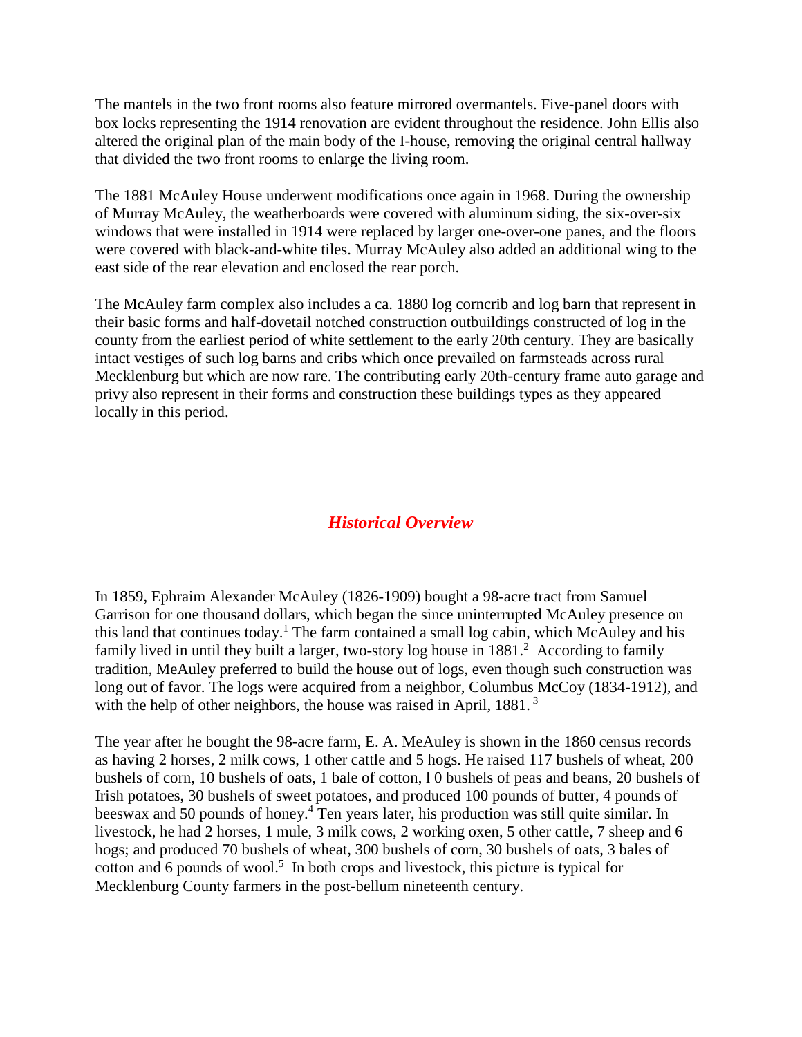The mantels in the two front rooms also feature mirrored overmantels. Five-panel doors with box locks representing the 1914 renovation are evident throughout the residence. John Ellis also altered the original plan of the main body of the I-house, removing the original central hallway that divided the two front rooms to enlarge the living room.

The 1881 McAuley House underwent modifications once again in 1968. During the ownership of Murray McAuley, the weatherboards were covered with aluminum siding, the six-over-six windows that were installed in 1914 were replaced by larger one-over-one panes, and the floors were covered with black-and-white tiles. Murray McAuley also added an additional wing to the east side of the rear elevation and enclosed the rear porch.

The McAuley farm complex also includes a ca. 1880 log corncrib and log barn that represent in their basic forms and half-dovetail notched construction outbuildings constructed of log in the county from the earliest period of white settlement to the early 20th century. They are basically intact vestiges of such log barns and cribs which once prevailed on farmsteads across rural Mecklenburg but which are now rare. The contributing early 20th-century frame auto garage and privy also represent in their forms and construction these buildings types as they appeared locally in this period.

## *Historical Overview*

In 1859, Ephraim Alexander McAuley (1826-1909) bought a 98-acre tract from Samuel Garrison for one thousand dollars, which began the since uninterrupted McAuley presence on this land that continues today.[1] The farm contained a small log cabin, which McAuley and his family lived in until they built a larger, two-story log house in 1881.[2] According to family tradition, MeAuley preferred to build the house out of logs, even though such construction was long out of favor. The logs were acquired from a neighbor, Columbus McCoy (1834-1912), and with the help of other neighbors, the house was raised in April, 1881. [3]

The year after he bought the 98-acre farm, E. A. MeAuley is shown in the 1860 census records as having 2 horses, 2 milk cows, 1 other cattle and 5 hogs. He raised 117 bushels of wheat, 200 bushels of corn, 10 bushels of oats, 1 bale of cotton, l 0 bushels of peas and beans, 20 bushels of Irish potatoes, 30 bushels of sweet potatoes, and produced 100 pounds of butter, 4 pounds of beeswax and 50 pounds of honey.[4] Ten years later, his production was still quite similar. In livestock, he had 2 horses, 1 mule, 3 milk cows, 2 working oxen, 5 other cattle, 7 sheep and 6 hogs; and produced 70 bushels of wheat, 300 bushels of corn, 30 bushels of oats, 3 bales of cotton and 6 pounds of wool.[5] In both crops and livestock, this picture is typical for Mecklenburg County farmers in the post-bellum nineteenth century.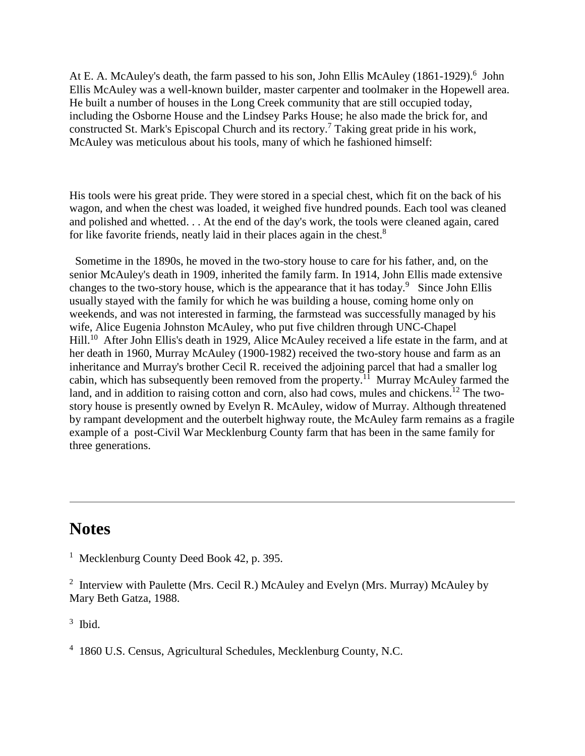At E. A. McAuley's death, the farm passed to his son, John Ellis McAuley (1861-1929).[6] John Ellis McAuley was a well-known builder, master carpenter and toolmaker in the Hopewell area. He built a number of houses in the Long Creek community that are still occupied today, including the Osborne House and the Lindsey Parks House; he also made the brick for, and constructed St. Mark's Episcopal Church and its rectory.[7] Taking great pride in his work, McAuley was meticulous about his tools, many of which he fashioned himself:

His tools were his great pride. They were stored in a special chest, which fit on the back of his wagon, and when the chest was loaded, it weighed five hundred pounds. Each tool was cleaned and polished and whetted. . . At the end of the day's work, the tools were cleaned again, cared for like favorite friends, neatly laid in their places again in the chest.[8]

Sometime in the 1890s, he moved in the two-story house to care for his father, and, on the senior McAuley's death in 1909, inherited the family farm. In 1914, John Ellis made extensive changes to the two-story house, which is the appearance that it has today.[9] Since John Ellis usually stayed with the family for which he was building a house, coming home only on weekends, and was not interested in farming, the farmstead was successfully managed by his wife, Alice Eugenia Johnston McAuley, who put five children through UNC-Chapel Hill.[10] After John Ellis's death in 1929, Alice McAuley received a life estate in the farm, and at her death in 1960, Murray McAuley (1900-1982) received the two-story house and farm as an inheritance and Murray's brother Cecil R. received the adjoining parcel that had a smaller log cabin, which has subsequently been removed from the property.[11] Murray McAuley farmed the land, and in addition to raising cotton and corn, also had cows, mules and chickens.[12] The two-story house is presently owned by Evelyn R. McAuley, widow of Murray. Although threatened by rampant development and the outerbelt highway route, the McAuley farm remains as a fragile example of a post-Civil War Mecklenburg County farm that has been in the same family for three generations.

---

## Notes

[1] Mecklenburg County Deed Book 42, p. 395.

[2] Interview with Paulette (Mrs. Cecil R.) McAuley and Evelyn (Mrs. Murray) McAuley by Mary Beth Gatza, 1988.

[3] Ibid.

[4] 1860 U.S. Census, Agricultural Schedules, Mecklenburg County, N.C.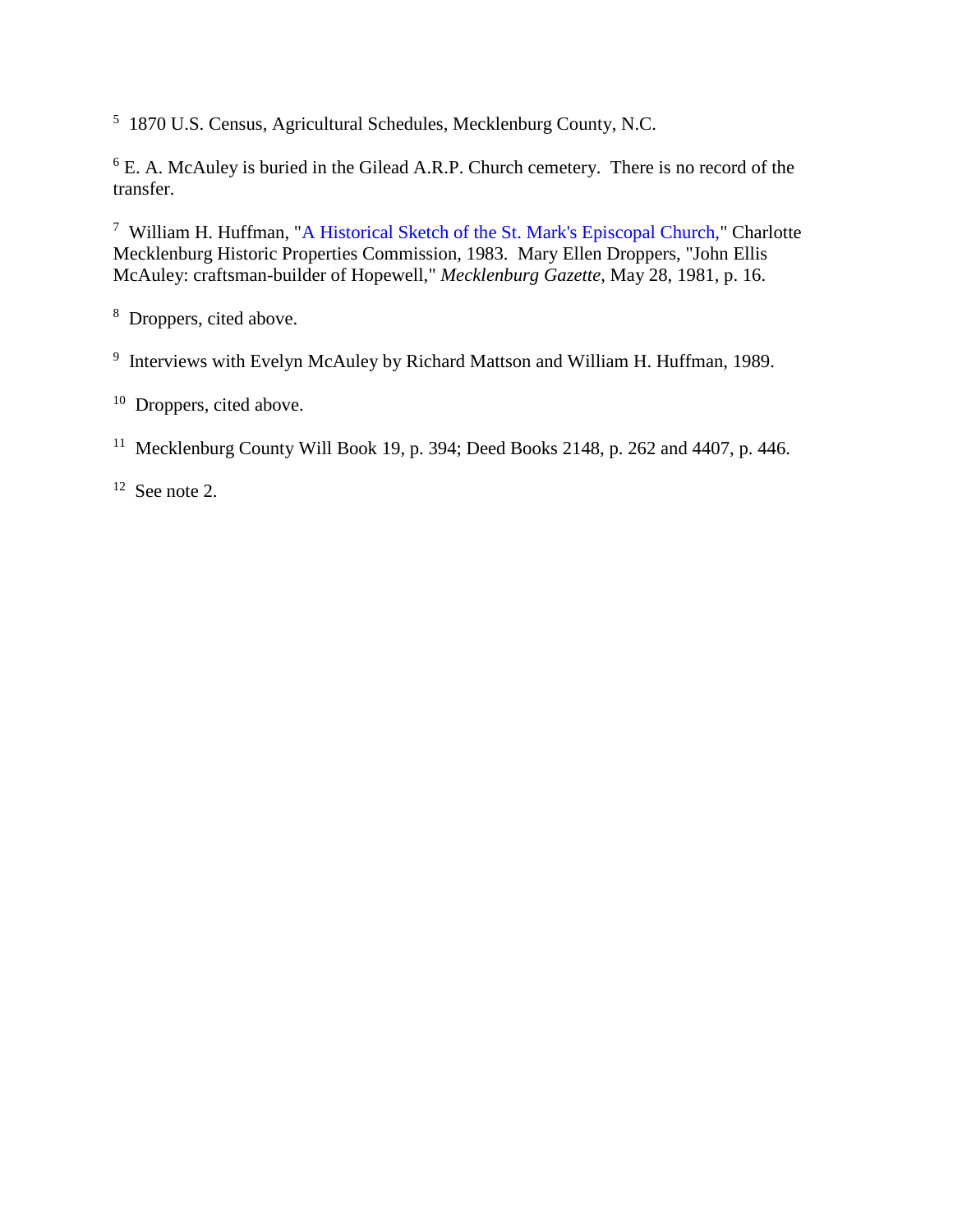[5] 1870 U.S. Census, Agricultural Schedules, Mecklenburg County, N.C.

[6] E. A. McAuley is buried in the Gilead A.R.P. Church cemetery. There is no record of the transfer.

[7] William H. Huffman, "A Historical Sketch of the St. Mark's Episcopal Church," Charlotte Mecklenburg Historic Properties Commission, 1983. Mary Ellen Droppers, "John Ellis McAuley: craftsman-builder of Hopewell," *Mecklenburg Gazette*, May 28, 1981, p. 16.

[8] Droppers, cited above.

[9] Interviews with Evelyn McAuley by Richard Mattson and William H. Huffman, 1989.

[10] Droppers, cited above.

[11] Mecklenburg County Will Book 19, p. 394; Deed Books 2148, p. 262 and 4407, p. 446.

[12] See note 2.